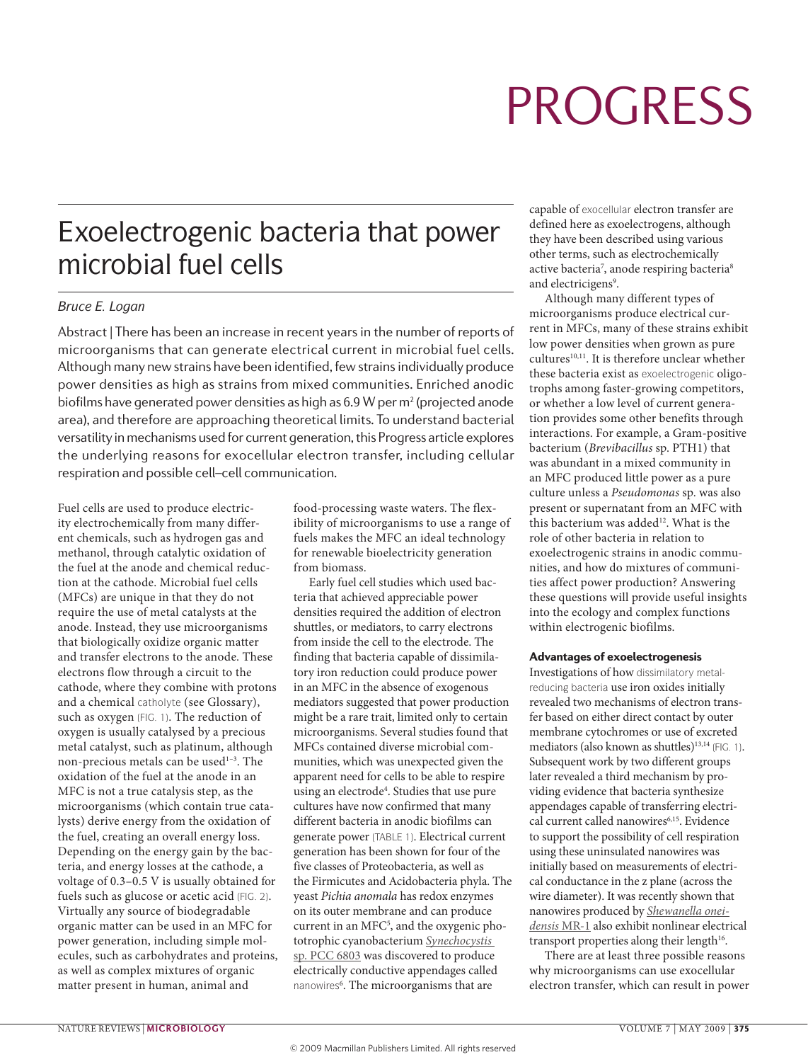# PROGRESS

# Exoelectrogenic bacteria that power microbial fuel cells

*Bruce E. Logan*

Abstract | There has been an increase in recent years in the number of reports of microorganisms that can generate electrical current in microbial fuel cells. Although many new strains have been identified, few strains individually produce power densities as high as strains from mixed communities. Enriched anodic biofilms have generated power densities as high as 6.9 W per $m^2$ (projected anode area), and therefore are approaching theoretical limits. To understand bacterial versatility in mechanisms used for current generation, this Progress article explores the underlying reasons for exocellular electron transfer, including cellular respiration and possible cell–cell communication.

Fuel cells are used to produce electricity electrochemically from many different chemicals, such as hydrogen gas and methanol, through catalytic oxidation of the fuel at the anode and chemical reduction at the cathode. Microbial fuel cells (MFCs) are unique in that they do not require the use of metal catalysts at the anode. Instead, they use microorganisms that biologically oxidize organic matter and transfer electrons to the anode. These electrons flow through a circuit to the cathode, where they combine with protons and a chemical catholyte (see Glossary), such as oxygen (FIG. 1). The reduction of oxygen is usually catalysed by a precious metal catalyst, such as platinum, although non-precious metals can be used[1–3]. The oxidation of the fuel at the anode in an MFC is not a true catalysis step, as the microorganisms (which contain true catalysts) derive energy from the oxidation of the fuel, creating an overall energy loss. Depending on the energy gain by the bacteria, and energy losses at the cathode, a voltage of 0.3–0.5 V is usually obtained for fuels such as glucose or acetic acid (FIG. 2). Virtually any source of biodegradable organic matter can be used in an MFC for power generation, including simple molecules, such as carbohydrates and proteins, as well as complex mixtures of organic matter present in human, animal and food-processing waste waters. The flexibility of microorganisms to use a range of fuels makes the MFC an ideal technology for renewable bioelectricity generation from biomass.

Early fuel cell studies which used bacteria that achieved appreciable power densities required the addition of electron shuttles, or mediators, to carry electrons from inside the cell to the electrode. The finding that bacteria capable of dissimilatory iron reduction could produce power in an MFC in the absence of exogenous mediators suggested that power production might be a rare trait, limited only to certain microorganisms. Several studies found that MFCs contained diverse microbial communities, which was unexpected given the apparent need for cells to be able to respire using an electrode[4]. Studies that use pure cultures have now confirmed that many different bacteria in anodic biofilms can generate power (TABLE 1). Electrical current generation has been shown for four of the five classes of Proteobacteria, as well as the Firmicutes and Acidobacteria phyla. The yeast *Pichia anomala* has redox enzymes on its outer membrane and can produce current in an MFC[5], and the oxygenic phototrophic cyanobacterium *Synechocystis* sp. PCC 6803 was discovered to produce electrically conductive appendages called nanowires[6]. The microorganisms that are capable of exocellular electron transfer are defined here as exoelectrogens, although they have been described using various other terms, such as electrochemically active bacteria[7], anode respiring bacteria[8] and electricigens[9].

Although many different types of microorganisms produce electrical current in MFCs, many of these strains exhibit low power densities when grown as pure cultures[10,11]. It is therefore unclear whether these bacteria exist as exoelectrogenic oligotrophs among faster-growing competitors, or whether a low level of current generation provides some other benefits through interactions. For example, a Gram-positive bacterium (*Brevibacillus* sp. PTH1) that was abundant in a mixed community in an MFC produced little power as a pure culture unless a *Pseudomonas* sp. was also present or supernatant from an MFC with this bacterium was added[12]. What is the role of other bacteria in relation to exoelectrogenic strains in anodic communities, and how do mixtures of communities affect power production? Answering these questions will provide useful insights into the ecology and complex functions within electrogenic biofilms.

### Advantages of exoelectrogenesis

Investigations of how dissimilatory metal-reducing bacteria use iron oxides initially revealed two mechanisms of electron transfer based on either direct contact by outer membrane cytochromes or use of excreted mediators (also known as shuttles)[13,14] (FIG. 1). Subsequent work by two different groups later revealed a third mechanism by providing evidence that bacteria synthesize appendages capable of transferring electrical current called nanowires[6,15]. Evidence to support the possibility of cell respiration using these uninsulated nanowires was initially based on measurements of electrical conductance in the z plane (across the wire diameter). It was recently shown that nanowires produced by *Shewanella oneidensis* MR-1 also exhibit nonlinear electrical transport properties along their length[16].

There are at least three possible reasons why microorganisms can use exocellular electron transfer, which can result in power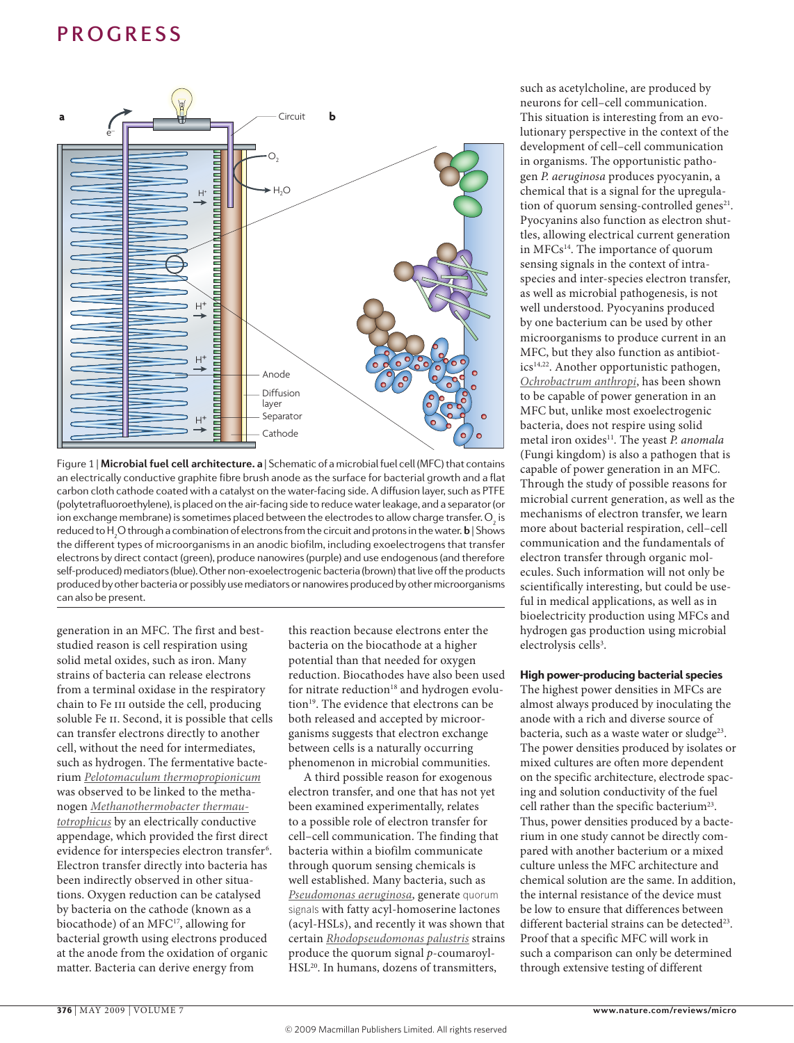a

Circuit

b

$e^-$

$O_2$

$H_2O$

$H^+$

$H^+$

$H^+$

$H^+$

Anode

Diffusion layer

Separator

Cathode

Figure 1 | **Microbial fuel cell architecture. a** | Schematic of a microbial fuel cell (MFC) that contains an electrically conductive graphite fibre brush anode as the surface for bacterial growth and a flat carbon cloth cathode coated with a catalyst on the water-facing side. A diffusion layer, such as PTFE (polytetrafluoroethylene), is placed on the air-facing side to reduce water leakage, and a separator (or ion exchange membrane) is sometimes placed between the electrodes to allow charge transfer. $O_2$ is reduced to $H_2O$ through a combination of electrons from the circuit and protons in the water. **b** | Shows the different types of microorganisms in an anodic biofilm, including exoelectrogens that transfer electrons by direct contact (green), produce nanowires (purple) and use endogenous (and therefore self-produced) mediators (blue). Other non-exoelectrogenic bacteria (brown) that live off the products produced by other bacteria or possibly use mediators or nanowires produced by other microorganisms can also be present.

generation in an MFC. The first and best-studied reason is cell respiration using solid metal oxides, such as iron. Many strains of bacteria can release electrons from a terminal oxidase in the respiratory chain to Fe III outside the cell, producing soluble Fe II. Second, it is possible that cells can transfer electrons directly to another cell, without the need for intermediates, such as hydrogen. The fermentative bacterium *Pelotomaculum thermopropionicum* was observed to be linked to the methanogen *Methanothermobacter thermautotrophicus* by an electrically conductive appendage, which provided the first direct evidence for interspecies electron transfer[6]. Electron transfer directly into bacteria has been indirectly observed in other situations. Oxygen reduction can be catalysed by bacteria on the cathode (known as a biocathode) of an MFC[17], allowing for bacterial growth using electrons produced at the anode from the oxidation of organic matter. Bacteria can derive energy from this reaction because electrons enter the bacteria on the biocathode at a higher potential than that needed for oxygen reduction. Biocathodes have also been used for nitrate reduction[18] and hydrogen evolution[19]. The evidence that electrons can be both released and accepted by microorganisms suggests that electron exchange between cells is a naturally occurring phenomenon in microbial communities.

A third possible reason for exogenous electron transfer, and one that has not yet been examined experimentally, relates to a possible role of electron transfer for cell–cell communication. The finding that bacteria within a biofilm communicate through quorum sensing chemicals is well established. Many bacteria, such as *Pseudomonas aeruginosa*, generate quorum signals with fatty acyl-homoserine lactones (acyl-HSLs), and recently it was shown that certain *Rhodopseudomonas palustris* strains produce the quorum signal *p*-coumaroyl-HSL[20]. In humans, dozens of transmitters, such as acetylcholine, are produced by neurons for cell–cell communication. This situation is interesting from an evolutionary perspective in the context of the development of cell–cell communication in organisms. The opportunistic pathogen *P. aeruginosa* produces pyocyanin, a chemical that is a signal for the upregulation of quorum sensing-controlled genes[21]. Pyocyanins also function as electron shuttles, allowing electrical current generation in MFCs[14]. The importance of quorum sensing signals in the context of intra-species and inter-species electron transfer, as well as microbial pathogenesis, is not well understood. Pyocyanins produced by one bacterium can be used by other microorganisms to produce current in an MFC, but they also function as antibiotics[14,22]. Another opportunistic pathogen, *Ochrobactrum anthropi*, has been shown to be capable of power generation in an MFC but, unlike most exoelectrogenic bacteria, does not respire using solid metal iron oxides[11]. The yeast *P. anomala* (Fungi kingdom) is also a pathogen that is capable of power generation in an MFC. Through the study of possible reasons for microbial current generation, as well as the mechanisms of electron transfer, we learn more about bacterial respiration, cell–cell communication and the fundamentals of electron transfer through organic molecules. Such information will not only be scientifically interesting, but could be useful in medical applications, as well as in bioelectricity production using MFCs and hydrogen gas production using microbial electrolysis cells[3].

### High power-producing bacterial species

The highest power densities in MFCs are almost always produced by inoculating the anode with a rich and diverse source of bacteria, such as a waste water or sludge[23]. The power densities produced by isolates or mixed cultures are often more dependent on the specific architecture, electrode spacing and solution conductivity of the fuel cell rather than the specific bacterium[23]. Thus, power densities produced by a bacterium in one study cannot be directly compared with another bacterium or a mixed culture unless the MFC architecture and chemical solution are the same. In addition, the internal resistance of the device must be low to ensure that differences between different bacterial strains can be detected[23]. Proof that a specific MFC will work in such a comparison can only be determined through extensive testing of different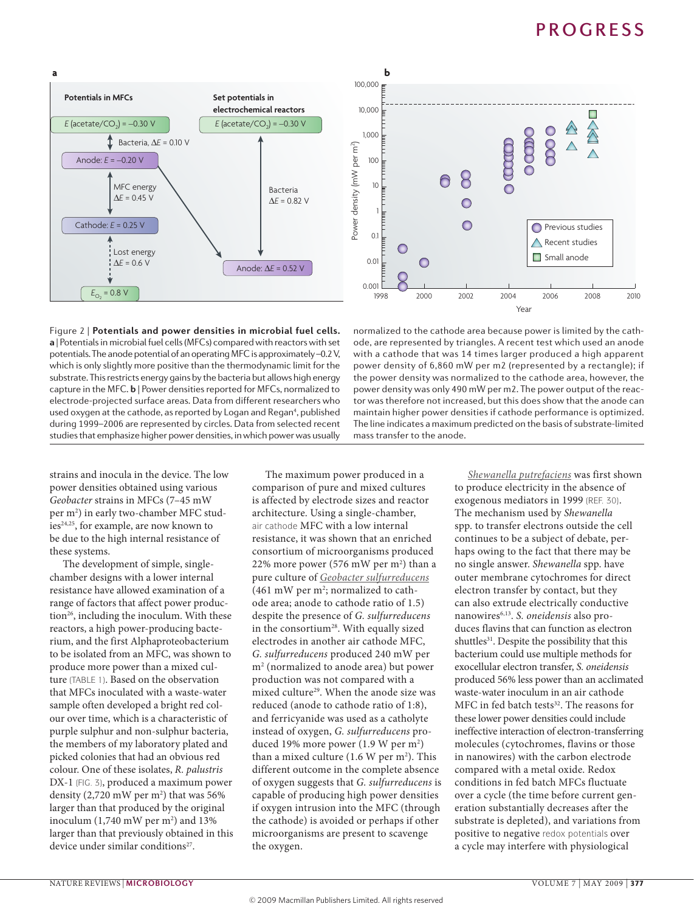Figure 2 | **Potentials and power densities in microbial fuel cells.** **a** | Potentials in microbial fuel cells (MFCs) compared with reactors with set potentials. The anode potential of an operating MFC is approximately –0.2 V, which is only slightly more positive than the thermodynamic limit for the substrate. This restricts energy gains by the bacteria but allows high energy capture in the MFC. **b** | Power densities reported for MFCs, normalized to electrode-projected surface areas. Data from different researchers who used oxygen at the cathode, as reported by Logan and Regan[4], published during 1999–2006 are represented by circles. Data from selected recent studies that emphasize higher power densities, in which power was usually normalized to the cathode area because power is limited by the cathode, are represented by triangles. A recent test which used an anode with a cathode that was 14 times larger produced a high apparent power density of 6,860 mW per m2 (represented by a rectangle); if the power density was normalized to the cathode area, however, the power density was only 490 mW per m2. The power output of the reactor was therefore not increased, but this does show that the anode can maintain higher power densities if cathode performance is optimized. The line indicates a maximum predicted on the basis of substrate-limited mass transfer to the anode.

strains and inocula in the device. The low power densities obtained using various *Geobacter* strains in MFCs (7–45 mW per $m^2$) in early two-chamber MFC studies[24,25], for example, are now known to be due to the high internal resistance of these systems.

The development of simple, single-chamber designs with a lower internal resistance have allowed examination of a range of factors that affect power production[26], including the inoculum. With these reactors, a high power-producing bacterium, and the first Alphaproteobacterium to be isolated from an MFC, was shown to produce more power than a mixed culture (TABLE 1). Based on the observation that MFCs inoculated with a waste-water sample often developed a bright red colour over time, which is a characteristic of purple sulphur and non-sulphur bacteria, the members of my laboratory plated and picked colonies that had an obvious red colour. One of these isolates, *R. palustris* DX-1 (FIG. 3), produced a maximum power density (2,720 mW per $m^2$) that was 56% larger than that produced by the original inoculum (1,740 mW per $m^2$) and 13% larger than that previously obtained in this device under similar conditions[27].

The maximum power produced in a comparison of pure and mixed cultures is affected by electrode sizes and reactor architecture. Using a single-chamber, air cathode MFC with a low internal resistance, it was shown that an enriched consortium of microorganisms produced 22% more power (576 mW per $m^2$) than a pure culture of *Geobacter sulfurreducens* (461 mW per $m^2$; normalized to cathode area; anode to cathode ratio of 1.5) despite the presence of *G. sulfurreducens* in the consortium[28]. With equally sized electrodes in another air cathode MFC, *G. sulfurreducens* produced 240 mW per $m^2$ (normalized to anode area) but power production was not compared with a mixed culture[29]. When the anode size was reduced (anode to cathode ratio of 1:8), and ferricyanide was used as a catholyte instead of oxygen, *G. sulfurreducens* produced 19% more power (1.9 W per $m^2$) than a mixed culture (1.6 W per $m^2$). This different outcome in the complete absence of oxygen suggests that *G. sulfurreducens* is capable of producing high power densities if oxygen intrusion into the MFC (through the cathode) is avoided or perhaps if other microorganisms are present to scavenge the oxygen.

*Shewanella putrefaciens* was first shown to produce electricity in the absence of exogenous mediators in 1999 (REF. 30). The mechanism used by *Shewanella* spp. to transfer electrons outside the cell continues to be a subject of debate, perhaps owing to the fact that there may be no single answer. *Shewanella* spp. have outer membrane cytochromes for direct electron transfer by contact, but they can also extrude electrically conductive nanowires[6,13]. *S. oneidensis* also produces flavins that can function as electron shuttles[31]. Despite the possibility that this bacterium could use multiple methods for exocellular electron transfer, *S. oneidensis* produced 56% less power than an acclimated waste-water inoculum in an air cathode MFC in fed batch tests[32]. The reasons for these lower power densities could include ineffective interaction of electron-transferring molecules (cytochromes, flavins or those in nanowires) with the carbon electrode compared with a metal oxide. Redox conditions in fed batch MFCs fluctuate over a cycle (the time before current generation substantially decreases after the substrate is depleted), and variations from positive to negative redox potentials over a cycle may interfere with physiological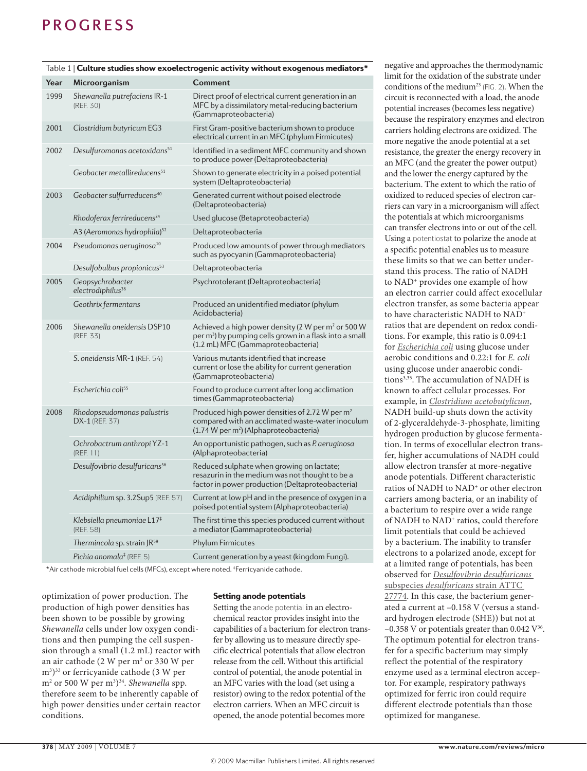Table 1 | **Culture studies show exoelectrogenic activity without exogenous mediators***

| Year | Microorganism | Comment |
| --- | --- | --- |
| 1999 | *Shewanella putrefaciens* IR-1 (REF. 30) | Direct proof of electrical current generation in an MFC by a dissimilatory metal-reducing bacterium (Gammaproteobacteria) |
| 2001 | *Clostridium butyricum* EG3 | First Gram-positive bacterium shown to produce electrical current in an MFC (phylum Firmicutes) |
| 2002 | *Desulfuromonas acetoxidans*[51] | Identified in a sediment MFC community and shown to produce power (Deltaproteobacteria) |
| | *Geobacter metallireducens*[51] | Shown to generate electricity in a poised potential system (Deltaproteobacteria) |
| 2003 | *Geobacter sulfurreducens*[40] | Generated current without poised electrode (Deltaproteobacteria) |
| | *Rhodoferax ferrireducens*[24] | Used glucose (Betaproteobacteria) |
| | A3 (*Aeromonas hydrophila*)[52] | Deltaproteobacteria |
| 2004 | *Pseudomonas aeruginosa*[10] | Produced low amounts of power through mediators such as pyocyanin (Gammaproteobacteria) |
| | *Desulfobulbus propionicus*[53] | Deltaproteobacteria |
| 2005 | *Geopsychrobacter electrodiphilus*[38] | Psychrotolerant (Deltaproteobacteria) |
| | *Geothrix fermentans* | Produced an unidentified mediator (phylum Acidobacteria) |
| 2006 | *Shewanella oneidensis* DSP10 (REF. 33) | Achieved a high power density (2 W per m$^2$ or 500 W per m$^3$) by pumping cells grown in a flask into a small (1.2 mL) MFC (Gammaproteobacteria) |
| | *S. oneidensis* MR-1 (REF. 54) | Various mutants identified that increase current or lose the ability for current generation (Gammaproteobacteria) |
| | *Escherichia coli*[55] | Found to produce current after long acclimation times (Gammaproteobacteria) |
| 2008 | *Rhodopseudomonas palustris* DX-1 (REF. 37) | Produced high power densities of 2.72 W per m$^2$ compared with an acclimated waste-water inoculum (1.74 W per m$^2$) (Alphaproteobacteria) |
| | *Ochrobactrum anthropi* YZ-1 (REF. 11) | An opportunistic pathogen, such as *P. aeruginosa* (Alphaproteobacteria) |
| | *Desulfovibrio desulfuricans*[56] | Reduced sulphate when growing on lactate; resazurin in the medium was not thought to be a factor in power production (Deltaproteobacteria) |
| | *Acidiphilium* sp. 3.2Sup5 (REF. 57) | Current at low pH and in the presence of oxygen in a poised potential system (Alphaproteobacteria) |
| | *Klebsiella pneumoniae* L17‡ (REF. 58) | The first time this species produced current without a mediator (Gammaproteobacteria) |
| | *Thermincola* sp. strain JR[59] | Phylum Firmicutes |
| | *Pichia anomala*‡ (REF. 5) | Current generation by a yeast (kingdom Fungi). |

*Air cathode microbial fuel cells (MFCs), except where noted. ‡Ferricyanide cathode.

optimization of power production. The production of high power densities has been shown to be possible by growing *Shewanella* cells under low oxygen conditions and then pumping the cell suspension through a small (1.2 mL) reactor with an air cathode (2 W per m$^2$ or 330 W per m$^3$)[33] or ferricyanide cathode (3 W per m$^2$ or 500 W per m$^3$)[34]. *Shewanella* spp. therefore seem to be inherently capable of high power densities under certain reactor conditions.

### Setting anode potentials

Setting the anode potential in an electrochemical reactor provides insight into the capabilities of a bacterium for electron transfer by allowing us to measure directly specific electrical potentials that allow electron release from the cell. Without this artificial control of potential, the anode potential in an MFC varies with the load (set using a resistor) owing to the redox potential of the electron carriers. When an MFC circuit is opened, the anode potential becomes more negative and approaches the thermodynamic limit for the oxidation of the substrate under conditions of the medium[23] (FIG. 2). When the circuit is reconnected with a load, the anode potential increases (becomes less negative) because the respiratory enzymes and electron carriers holding electrons are oxidized. The more negative the anode potential at a set resistance, the greater the energy recovery in an MFC (and the greater the power output) and the lower the energy captured by the bacterium. The extent to which the ratio of oxidized to reduced species of electron carriers can vary in a microorganism will affect the potentials at which microorganisms can transfer electrons into or out of the cell. Using a potentiostat to polarize the anode at a specific potential enables us to measure these limits so that we can better understand this process. The ratio of NADH to $NAD^+$ provides one example of how an electron carrier could affect exocellular electron transfer, as some bacteria appear to have characteristic NADH to $NAD^+$ ratios that are dependent on redox conditions. For example, this ratio is 0.094:1 for *Escherichia coli* using glucose under aerobic conditions and 0.22:1 for *E. coli* using glucose under anaerobic conditions[3,35]. The accumulation of NADH is known to affect cellular processes. For example, in *Clostridium acetobutylicum*, NADH build-up shuts down the activity of 2-glyceraldehyde-3-phosphate, limiting hydrogen production by glucose fermentation. In terms of exocellular electron transfer, higher accumulations of NADH could allow electron transfer at more-negative anode potentials. Different characteristic ratios of NADH to $NAD^+$ or other electron carriers among bacteria, or an inability of a bacterium to respire over a wide range of NADH to $NAD^+$ ratios, could therefore limit potentials that could be achieved by a bacterium. The inability to transfer electrons to a polarized anode, except for at a limited range of potentials, has been observed for *Desulfovibrio desulfuricans* subspecies *desulfuricans* strain ATTC 27774. In this case, the bacterium generated a current at –0.158 V (versus a standard hydrogen electrode (SHE)) but not at –0.358 V or potentials greater than 0.042 V[36]. The optimum potential for electron transfer for a specific bacterium may simply reflect the potential of the respiratory enzyme used as a terminal electron acceptor. For example, respiratory pathways optimized for ferric iron could require different electrode potentials than those optimized for manganese.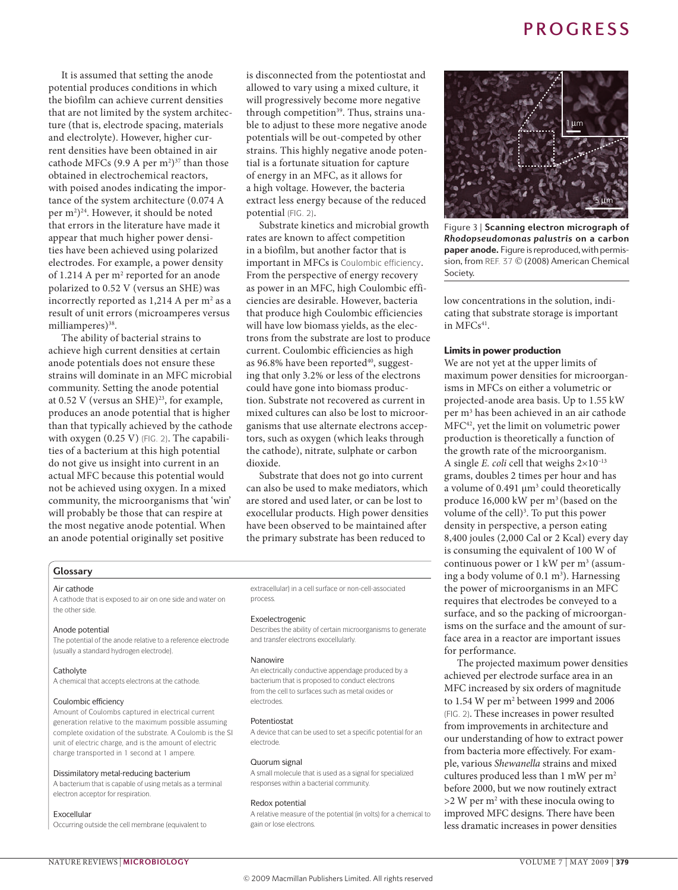It is assumed that setting the anode potential produces conditions in which the biofilm can achieve current densities that are not limited by the system architecture (that is, electrode spacing, materials and electrolyte). However, higher current densities have been obtained in air cathode MFCs (9.9 A per $m^2$)[37] than those obtained in electrochemical reactors, with poised anodes indicating the importance of the system architecture (0.074 A per $m^2$)[24]. However, it should be noted that errors in the literature have made it appear that much higher power densities have been achieved using polarized electrodes. For example, a power density of 1.214 A per $m^2$ reported for an anode polarized to 0.52 V (versus an SHE) was incorrectly reported as 1,214 A per $m^2$ as a result of unit errors (microamperes versus milliamperes)[38].

The ability of bacterial strains to achieve high current densities at certain anode potentials does not ensure these strains will dominate in an MFC microbial community. Setting the anode potential at 0.52 V (versus an SHE)[23], for example, produces an anode potential that is higher than that typically achieved by the cathode with oxygen (0.25 V) (FIG. 2). The capabilities of a bacterium at this high potential do not give us insight into current in an actual MFC because this potential would not be achieved using oxygen. In a mixed community, the microorganisms that 'win' will probably be those that can respire at the most negative anode potential. When an anode potential originally set positive is disconnected from the potentiostat and allowed to vary using a mixed culture, it will progressively become more negative through competition[39]. Thus, strains unable to adjust to these more negative anode potentials will be out-competed by other strains. This highly negative anode potential is a fortunate situation for capture of energy in an MFC, as it allows for a high voltage. However, the bacteria extract less energy because of the reduced potential (FIG. 2).

Substrate kinetics and microbial growth rates are known to affect competition in a biofilm, but another factor that is important in MFCs is Coulombic efficiency. From the perspective of energy recovery as power in an MFC, high Coulombic efficiencies are desirable. However, bacteria that produce high Coulombic efficiencies will have low biomass yields, as the electrons from the substrate are lost to produce current. Coulombic efficiencies as high as 96.8% have been reported[40], suggesting that only 3.2% or less of the electrons could have gone into biomass production. Substrate not recovered as current in mixed cultures can also be lost to microorganisms that use alternate electrons acceptors, such as oxygen (which leaks through the cathode), nitrate, sulphate or carbon dioxide.

Substrate that does not go into current can also be used to make mediators, which are stored and used later, or can be lost to exocellular products. High power densities have been observed to be maintained after the primary substrate has been reduced to low concentrations in the solution, indicating that substrate storage is important in MFCs[41].

Figure 3 | **Scanning electron micrograph of *Rhodopseudomonas palustris* on a carbon paper anode.** Figure is reproduced, with permission, from REF. 37 © (2008) American Chemical Society.

### Limits in power production

We are not yet at the upper limits of maximum power densities for microorganisms in MFCs on either a volumetric or projected-anode area basis. Up to 1.55 kW per $m^3$ has been achieved in an air cathode MFC[42], yet the limit on volumetric power production is theoretically a function of the growth rate of the microorganism. A single *E. coli* cell that weighs $2\times10^{-13}$ grams, doubles 2 times per hour and has a volume of 0.491 $\mu m^3$ could theoretically produce 16,000 kW per $m^3$ (based on the volume of the cell)[3]. To put this power density in perspective, a person eating 8,400 joules (2,000 Cal or 2 Kcal) every day is consuming the equivalent of 100 W of continuous power or 1 kW per $m^3$ (assuming a body volume of 0.1 $m^3$). Harnessing the power of microorganisms in an MFC requires that electrodes be conveyed to a surface, and so the packing of microorganisms on the surface and the amount of surface area in a reactor are important issues for performance.

The projected maximum power densities achieved per electrode surface area in an MFC increased by six orders of magnitude to 1.54 W per $m^2$ between 1999 and 2006 (FIG. 2). These increases in power resulted from improvements in architecture and our understanding of how to extract power from bacteria more effectively. For example, various *Shewanella* strains and mixed cultures produced less than 1 mW per $m^2$ before 2000, but we now routinely extract >2 W per $m^2$ with these inocula owing to improved MFC designs. There have been less dramatic increases in power densities

### Glossary

**Air cathode**
A cathode that is exposed to air on one side and water on the other side.

**Anode potential**
The potential of the anode relative to a reference electrode (usually a standard hydrogen electrode).

**Catholyte**
A chemical that accepts electrons at the cathode.

**Coulombic efficiency**
Amount of Coulombs captured in electrical current generation relative to the maximum possible assuming complete oxidation of the substrate. A Coulomb is the SI unit of electric charge, and is the amount of electric charge transported in 1 second at 1 ampere.

**Dissimilatory metal-reducing bacterium**
A bacterium that is capable of using metals as a terminal electron acceptor for respiration.

**Exocellular**
Occurring outside the cell membrane (equivalent to extracellular) in a cell surface or non-cell-associated process.

**Exoelectrogenic**
Describes the ability of certain microorganisms to generate and transfer electrons exocellularly.

**Nanowire**
An electrically conductive appendage produced by a bacterium that is proposed to conduct electrons from the cell to surfaces such as metal oxides or electrodes.

**Potentiostat**
A device that can be used to set a specific potential for an electrode.

**Quorum signal**
A small molecule that is used as a signal for specialized responses within a bacterial community.

**Redox potential**
A relative measure of the potential (in volts) for a chemical to gain or lose electrons.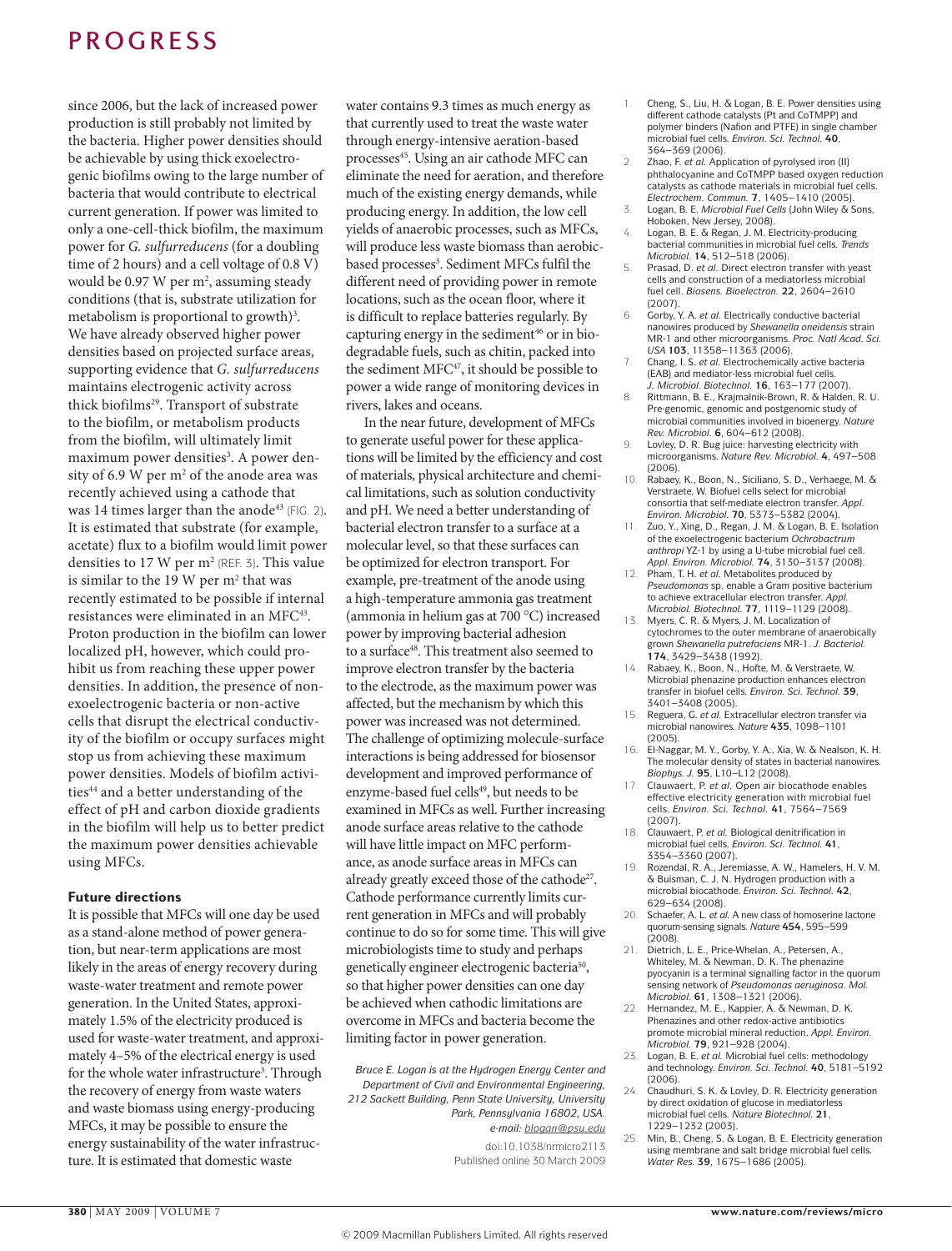since 2006, but the lack of increased power production is still probably not limited by the bacteria. Higher power densities should be achievable by using thick exoelectrogenic biofilms owing to the large number of bacteria that would contribute to electrical current generation. If power was limited to only a one-cell-thick biofilm, the maximum power for *G. sulfurreducens* (for a doubling time of 2 hours) and a cell voltage of 0.8 V) would be 0.97 W per m$^2$, assuming steady conditions (that is, substrate utilization for metabolism is proportional to growth)[3]. We have already observed higher power densities based on projected surface areas, supporting evidence that *G. sulfurreducens* maintains electrogenic activity across thick biofilms[29]. Transport of substrate to the biofilm, or metabolism products from the biofilm, will ultimately limit maximum power densities[3]. A power density of 6.9 W per m$^2$ of the anode area was recently achieved using a cathode that was 14 times larger than the anode[43] (FIG. 2). It is estimated that substrate (for example, acetate) flux to a biofilm would limit power densities to 17 W per m$^2$ (REF. 3). This value is similar to the 19 W per m$^2$ that was recently estimated to be possible if internal resistances were eliminated in an MFC[43]. Proton production in the biofilm can lower localized pH, however, which could prohibit us from reaching these upper power densities. In addition, the presence of non-exoelectrogenic bacteria or non-active cells that disrupt the electrical conductivity of the biofilm or occupy surfaces might stop us from achieving these maximum power densities. Models of biofilm activities[44] and a better understanding of the effect of pH and carbon dioxide gradients in the biofilm will help us to better predict the maximum power densities achievable using MFCs.

### Future directions

It is possible that MFCs will one day be used as a stand-alone method of power generation, but near-term applications are most likely in the areas of energy recovery during waste-water treatment and remote power generation. In the United States, approximately 1.5% of the electricity produced is used for waste-water treatment, and approximately 4–5% of the electrical energy is used for the whole water infrastructure[3]. Through the recovery of energy from waste waters and waste biomass using energy-producing MFCs, it may be possible to ensure the energy sustainability of the water infrastructure. It is estimated that domestic waste water contains 9.3 times as much energy as that currently used to treat the waste water through energy-intensive aeration-based processes[45]. Using an air cathode MFC can eliminate the need for aeration, and therefore much of the existing energy demands, while producing energy. In addition, the low cell yields of anaerobic processes, such as MFCs, will produce less waste biomass than aerobic-based processes[3]. Sediment MFCs fulfil the different need of providing power in remote locations, such as the ocean floor, where it is difficult to replace batteries regularly. By capturing energy in the sediment[46] or in biodegradable fuels, such as chitin, packed into the sediment MFC[47], it should be possible to power a wide range of monitoring devices in rivers, lakes and oceans.

In the near future, development of MFCs to generate useful power for these applications will be limited by the efficiency and cost of materials, physical architecture and chemical limitations, such as solution conductivity and pH. We need a better understanding of bacterial electron transfer to a surface at a molecular level, so that these surfaces can be optimized for electron transport. For example, pre-treatment of the anode using a high-temperature ammonia gas treatment (ammonia in helium gas at 700 °C) increased power by improving bacterial adhesion to a surface[48]. This treatment also seemed to improve electron transfer by the bacteria to the electrode, as the maximum power was affected, but the mechanism by which this power was increased was not determined. The challenge of optimizing molecule-surface interactions is being addressed for biosensor development and improved performance of enzyme-based fuel cells[49], but needs to be examined in MFCs as well. Further increasing anode surface areas relative to the cathode will have little impact on MFC performance, as anode surface areas in MFCs can already greatly exceed those of the cathode[27]. Cathode performance currently limits current generation in MFCs and will probably continue to do so for some time. This will give microbiologists time to study and perhaps genetically engineer electrogenic bacteria[50], so that higher power densities can one day be achieved when cathodic limitations are overcome in MFCs and bacteria become the limiting factor in power generation.

*Bruce E. Logan is at the Hydrogen Energy Center and Department of Civil and Environmental Engineering, 212 Sackett Building, Penn State University, University Park, Pennsylvania 16802, USA.*
*e-mail: blogan@psu.edu*

doi:10.1038/nrmicro2113
Published online 30 March 2009

1. Cheng, S., Liu, H. & Logan, B. E. Power densities using different cathode catalysts (Pt and CoTMPP) and polymer binders (Nafion and PTFE) in single chamber microbial fuel cells. *Environ. Sci. Technol.* **40**, 364–369 (2006).
2. Zhao, F. *et al.* Application of pyrolysed iron (II) phthalocyanine and CoTMPP based oxygen reduction catalysts as cathode materials in microbial fuel cells. *Electrochem. Commun.* **7**, 1405–1410 (2005).
3. Logan, B. E. *Microbial Fuel Cells* (John Wiley & Sons, Hoboken, New Jersey, 2008).
4. Logan, B. E. & Regan, J. M. Electricity-producing bacterial communities in microbial fuel cells. *Trends Microbiol.* **14**, 512–518 (2006).
5. Prasad, D. *et al.* Direct electron transfer with yeast cells and construction of a mediatorless microbial fuel cell. *Biosens. Bioelectron.* **22**, 2604–2610 (2007).
6. Gorby, Y. A. *et al.* Electrically conductive bacterial nanowires produced by *Shewanella oneidensis* strain MR-1 and other microorganisms. *Proc. Natl Acad. Sci. USA* **103**, 11358–11363 (2006).
7. Chang, I. S. *et al.* Electrochemically active bacteria (EAB) and mediator-less microbial fuel cells. *J. Microbiol. Biotechnol.* **16**, 163–177 (2007).
8. Rittmann, B. E., Krajmalnik-Brown, R. & Halden, R. U. Pre-genomic, genomic and postgenomic study of microbial communities involved in bioenergy. *Nature Rev. Microbiol.* **6**, 604–612 (2008).
9. Lovley, D. R. Bug juice: harvesting electricity with microorganisms. *Nature Rev. Microbiol.* **4**, 497–508 (2006).
10. Rabaey, K., Boon, N., Siciliano, S. D., Verhaege, M. & Verstraete, W. Biofuel cells select for microbial consortia that self-mediate electron transfer. *Appl. Environ. Microbiol.* **70**, 5373–5382 (2004).
11. Zuo, Y., Xing, D., Regan, J. M. & Logan, B. E. Isolation of the exoelectrogenic bacterium *Ochrobactrum anthropi* YZ-1 by using a U-tube microbial fuel cell. *Appl. Environ. Microbiol.* **74**, 3130–3137 (2008).
12. Pham, T. H. *et al.* Metabolites produced by *Pseudomonas* sp. enable a Gram positive bacterium to achieve extracellular electron transfer. *Appl. Microbiol. Biotechnol.* **77**, 1119–1129 (2008).
13. Myers, C. R. & Myers, J. M. Localization of cytochromes to the outer membrane of anaerobically grown *Shewanella putrefaciens* MR-1. *J. Bacteriol.* **174**, 3429–3438 (1992).
14. Rabaey, K., Boon, N., Hofte, M. & Verstraete, W. Microbial phenazine production enhances electron transfer in biofuel cells. *Environ. Sci. Technol.* **39**, 3401–3408 (2005).
15. Reguera, G. *et al.* Extracellular electron transfer via microbial nanowires. *Nature* **435**, 1098–1101 (2005).
16. El-Naggar, M. Y., Gorby, Y. A., Xia, W. & Nealson, K. H. The molecular density of states in bacterial nanowires. *Biophys. J.* **95**, L10–L12 (2008).
17. Clauwaert, P. *et al.* Open air biocathode enables effective electricity generation with microbial fuel cells. *Environ. Sci. Technol.* **41**, 7564–7569 (2007).
18. Clauwaert, P. *et al.* Biological denitrification in microbial fuel cells. *Environ. Sci. Technol.* **41**, 3354–3360 (2007).
19. Rozendal, R. A., Jeremiasse, A. W., Hamelers, H. V. M. & Buisman, C. J. N. Hydrogen production with a microbial biocathode. *Environ. Sci. Technol.* **42**, 629–634 (2008).
20. Schaefer, A. L. *et al.* A new class of homoserine lactone quorum-sensing signals. *Nature* **454**, 595–599 (2008).
21. Dietrich, L. E., Price-Whelan, A., Petersen, A., Whiteley, M. & Newman, D. K. The phenazine pyocyanin is a terminal signalling factor in the quorum sensing network of *Pseudomonas aeruginosa*. *Mol. Microbiol.* **61**, 1308–1321 (2006).
22. Hernandez, M. E., Kappier, A. & Newman, D. K. Phenazines and other redox-active antibiotics promote microbial mineral reduction. *Appl. Environ. Microbiol.* **79**, 921–928 (2004).
23. Logan, B. E. *et al.* Microbial fuel cells: methodology and technology. *Environ. Sci. Technol.* **40**, 5181–5192 (2006).
24. Chaudhuri, S. K. & Lovley, D. R. Electricity generation by direct oxidation of glucose in mediatorless microbial fuel cells. *Nature Biotechnol.* **21**, 1229–1232 (2003).
25. Min, B., Cheng, S. & Logan, B. E. Electricity generation using membrane and salt bridge microbial fuel cells. *Water Res.* **39**, 1675–1686 (2005).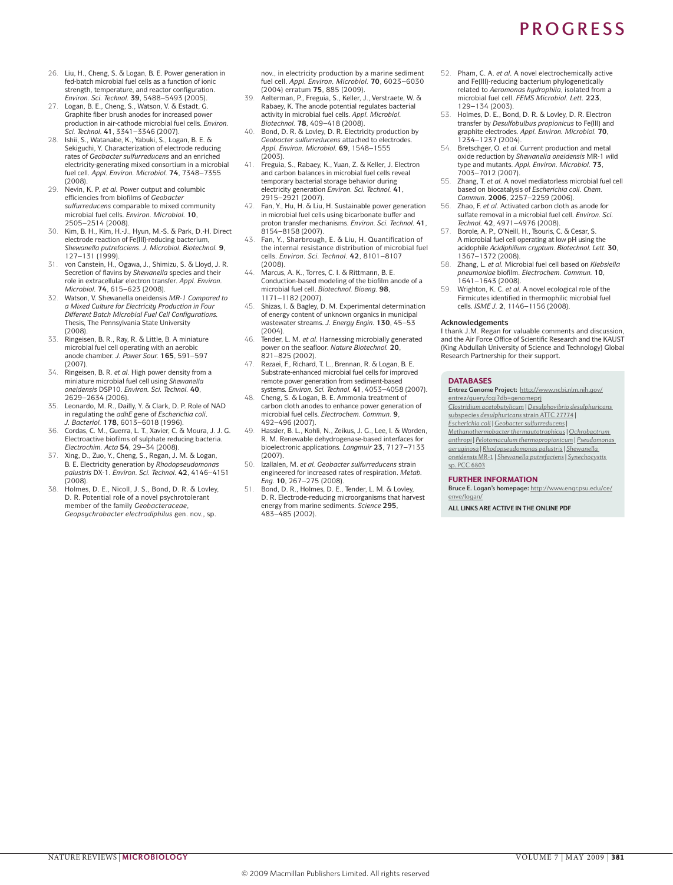26. Liu, H., Cheng, S. & Logan, B. E. Power generation in fed-batch microbial fuel cells as a function of ionic strength, temperature, and reactor configuration. *Environ. Sci. Technol.* **39**, 5488–5493 (2005).
27. Logan, B. E., Cheng, S., Watson, V. & Estadt, G. Graphite fiber brush anodes for increased power production in air-cathode microbial fuel cells. *Environ. Sci. Technol.* **41**, 3341–3346 (2007).
28. Ishii, S., Watanabe, K., Yabuki, S., Logan, B. E. & Sekiguchi, Y. Characterization of electrode reducing rates of *Geobacter sulfurreducens* and an enriched electricity-generating mixed consortium in a microbial fuel cell. *Appl. Environ. Microbiol.* **74**, 7348–7355 (2008).
29. Nevin, K. P. *et al.* Power output and columbic efficiencies from biofilms of *Geobacter sulfurreducens* comparable to mixed community microbial fuel cells. *Environ. Microbiol.* **10**, 2505–2514 (2008).
30. Kim, B. H., Kim, H.-J., Hyun, M.-S. & Park, D.-H. Direct electrode reaction of Fe(III)-reducing bacterium, *Shewanella putrefaciens*. *J. Microbiol. Biotechnol.* **9**, 127–131 (1999).
31. von Canstein, H., Ogawa, J., Shimizu, S. & Lloyd, J. R. Secretion of flavins by *Shewanella* species and their role in extracellular electron transfer. *Appl. Environ. Microbiol.* **74**, 615–623 (2008).
32. Watson, V. Shewanella oneidensis *MR-1 Compared to a Mixed Culture for Electricity Production in Four Different Batch Microbial Fuel Cell Configurations.* Thesis, The Pennsylvania State University (2008).
33. Ringeisen, B. R., Ray, R. & Little, B. A miniature microbial fuel cell operating with an aerobic anode chamber. *J. Power Sour.* **165**, 591–597 (2007).
34. Ringeisen, B. R. *et al.* High power density from a miniature microbial fuel cell using *Shewanella oneidensis* DSP10. *Environ. Sci. Technol.* **40**, 2629–2634 (2006).
35. Leonardo, M. R., Dailly, Y. & Clark, D. P. Role of NAD in regulating the *adhE* gene of *Escherichia coli*. *J. Bacteriol.* **178**, 6013–6018 (1996).
36. Cordas, C. M., Guerra, L. T., Xavier, C. & Moura, J. J. G. Electroactive biofilms of sulphate reducing bacteria. *Electrochim. Acta* **54**, 29–34 (2008).
37. Xing, D., Zuo, Y., Cheng, S., Regan, J. M. & Logan, B. E. Electricity generation by *Rhodopseudomonas palustris* DX-1. *Environ. Sci. Technol.* **42**, 4146–4151 (2008).
38. Holmes, D. E., Nicoll, J. S., Bond, D. R. & Lovley, D. R. Potential role of a novel psychrotolerant member of the family *Geobacteraceae*, *Geopsychrobacter electrodiphilus* gen. nov., sp. nov., in electricity production by a marine sediment fuel cell. *Appl. Environ. Microbiol.* **70**, 6023–6030 (2004) erratum **75**, 885 (2009).
39. Aelterman, P., Freguia, S., Keller, J., Verstraete, W. & Rabaey, K. The anode potential regulates bacterial activity in microbial fuel cells. *Appl. Microbiol. Biotechnol.* **78**, 409–418 (2008).
40. Bond, D. R. & Lovley, D. R. Electricity production by *Geobacter sulfurreducens* attached to electrodes. *Appl. Environ. Microbiol.* **69**, 1548–1555 (2003).
41. Freguia, S., Rabaey, K., Yuan, Z. & Keller, J. Electron and carbon balances in microbial fuel cells reveal temporary bacterial storage behavior during electricity generation *Environ. Sci. Technol.* **41**, 2915–2921 (2007).
42. Fan, Y., Hu, H. & Liu, H. Sustainable power generation in microbial fuel cells using bicarbonate buffer and proton transfer mechanisms. *Environ. Sci. Technol.* **41**, 8154–8158 (2007).
43. Fan, Y., Sharbrough, E. & Liu, H. Quantification of the internal resistance distribution of microbial fuel cells. *Environ. Sci. Technol.* **42**, 8101–8107 (2008).
44. Marcus, A. K., Torres, C. I. & Rittmann, B. E. Conduction-based modeling of the biofilm anode of a microbial fuel cell. *Biotechnol. Bioeng.* **98**, 1171–1182 (2007).
45. Shizas, I. & Bagley, D. M. Experimental determination of energy content of unknown organics in municipal wastewater streams. *J. Energy Engin.* **130**, 45–53 (2004).
46. Tender, L. M. *et al.* Harnessing microbially generated power on the seafloor. *Nature Biotechnol.* **20**, 821–825 (2002).
47. Rezaei, F., Richard, T. L., Brennan, R. & Logan, B. E. Substrate-enhanced microbial fuel cells for improved remote power generation from sediment-based systems. *Environ. Sci. Technol.* **41**, 4053–4058 (2007).
48. Cheng, S. & Logan, B. E. Ammonia treatment of carbon cloth anodes to enhance power generation of microbial fuel cells. *Electrochem. Commun.* **9**, 492–496 (2007).
49. Hassler, B. L., Kohli, N., Zeikus, J. G., Lee, I. & Worden, R. M. Renewable dehydrogenase-based interfaces for bioelectronic applications. *Langmuir* **23**, 7127–7133 (2007).
50. Izallalen, M. *et al. Geobacter sulfurreducens* strain engineered for increased rates of respiration. *Metab. Eng.* **10**, 267–275 (2008).
51. Bond, D. R., Holmes, D. E., Tender, L. M. & Lovley, D. R. Electrode-reducing microorganisms that harvest energy from marine sediments. *Science* **295**, 483–485 (2002).
52. Pham, C. A. *et al.* A novel electrochemically active and Fe(III)-reducing bacterium phylogenetically related to *Aeromonas hydrophila*, isolated from a microbial fuel cell. *FEMS Microbiol. Lett.* **223**, 129–134 (2003).
53. Holmes, D. E., Bond, D. R. & Lovley, D. R. Electron transfer by *Desulfobulbus propionicus* to Fe(III) and graphite electrodes. *Appl. Environ. Microbiol.* **70**, 1234–1237 (2004).
54. Bretschger, O. *et al.* Current production and metal oxide reduction by *Shewanella oneidensis* MR-1 wild type and mutants. *Appl. Environ. Microbiol.* **73**, 7003–7012 (2007).
55. Zhang, T. *et al.* A novel mediatorless microbial fuel cell based on biocatalysis of *Escherichia coli*. *Chem. Commun.* **2006**, 2257–2259 (2006).
56. Zhao, F. *et al.* Activated carbon cloth as anode for sulfate removal in a microbial fuel cell. *Environ. Sci. Technol.* **42**, 4971–4976 (2008).
57. Borole, A. P., O'Neill, H., Tsouris, C. & Cesar, S. A microbial fuel cell operating at low pH using the acidophile *Acidiphilium cryptum*. *Biotechnol. Lett.* **30**, 1367–1372 (2008).
58. Zhang, L. *et al.* Microbial fuel cell based on *Klebsiella pneumoniae* biofilm. *Electrochem. Commun.* **10**, 1641–1643 (2008).
59. Wrighton, K. C. *et al.* A novel ecological role of the Firmicutes identified in thermophilic microbial fuel cells. *ISME J.* **2**, 1146–1156 (2008).

### Acknowledgements

I thank J.M. Regan for valuable comments and discussion, and the Air Force Office of Scientific Research and the KAUST (King Abdullah University of Science and Technology) Global Research Partnership for their support.

### DATABASES

**Entrez Genome Project:** http://www.ncbi.nlm.nih.gov/entrez/query.fcgi?db=genomeprj
*Clostridium acetobutylicum* | *Desulphovibrio desulphuricans* subspecies *desulphuricans* strain ATTC 27774 | *Escherichia coli* | *Geobacter sulfurreducens* | *Methanothermobacter thermautotrophicus* | *Ochrobactrum anthropi* | *Pelotomaculum thermopropionicum* | *Pseudomonas aeruginosa* | *Rhodopseudomonas palustris* | *Shewanella oneidensis* MR-1 | *Shewanella putrefaciens* | *Synechocystis* sp. PCC 6803

### FURTHER INFORMATION

**Bruce E. Logan's homepage:** http://www.engr.psu.edu/ce/enve/logan/

**ALL LINKS ARE ACTIVE IN THE ONLINE PDF**